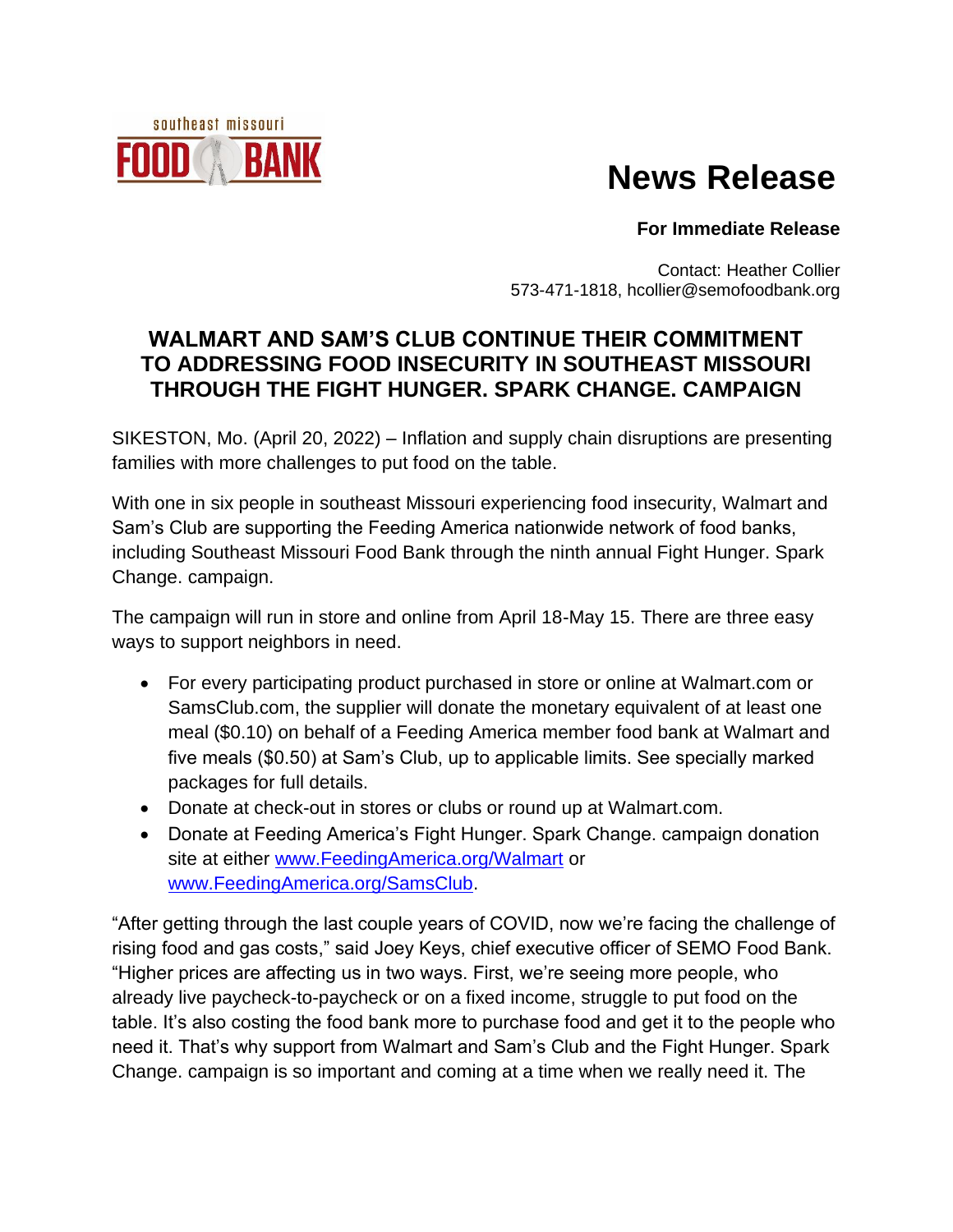southeast missouri FOOD BANK

# News Release

**For Immediate Release**

Contact: Heather Collier
573-471-1818, hcollier@semofoodbank.org

## WALMART AND SAM'S CLUB CONTINUE THEIR COMMITMENT TO ADDRESSING FOOD INSECURITY IN SOUTHEAST MISSOURI THROUGH THE FIGHT HUNGER. SPARK CHANGE. CAMPAIGN

SIKESTON, Mo. (April 20, 2022) – Inflation and supply chain disruptions are presenting families with more challenges to put food on the table.

With one in six people in southeast Missouri experiencing food insecurity, Walmart and Sam's Club are supporting the Feeding America nationwide network of food banks, including Southeast Missouri Food Bank through the ninth annual Fight Hunger. Spark Change. campaign.

The campaign will run in store and online from April 18-May 15. There are three easy ways to support neighbors in need.

- For every participating product purchased in store or online at Walmart.com or SamsClub.com, the supplier will donate the monetary equivalent of at least one meal ($0.10) on behalf of a Feeding America member food bank at Walmart and five meals ($0.50) at Sam's Club, up to applicable limits. See specially marked packages for full details.
- Donate at check-out in stores or clubs or round up at Walmart.com.
- Donate at Feeding America's Fight Hunger. Spark Change. campaign donation site at either [www.FeedingAmerica.org/Walmart](www.FeedingAmerica.org/Walmart) or [www.FeedingAmerica.org/SamsClub](www.FeedingAmerica.org/SamsClub).

"After getting through the last couple years of COVID, now we're facing the challenge of rising food and gas costs," said Joey Keys, chief executive officer of SEMO Food Bank. "Higher prices are affecting us in two ways. First, we're seeing more people, who already live paycheck-to-paycheck or on a fixed income, struggle to put food on the table. It's also costing the food bank more to purchase food and get it to the people who need it. That's why support from Walmart and Sam's Club and the Fight Hunger. Spark Change. campaign is so important and coming at a time when we really need it. The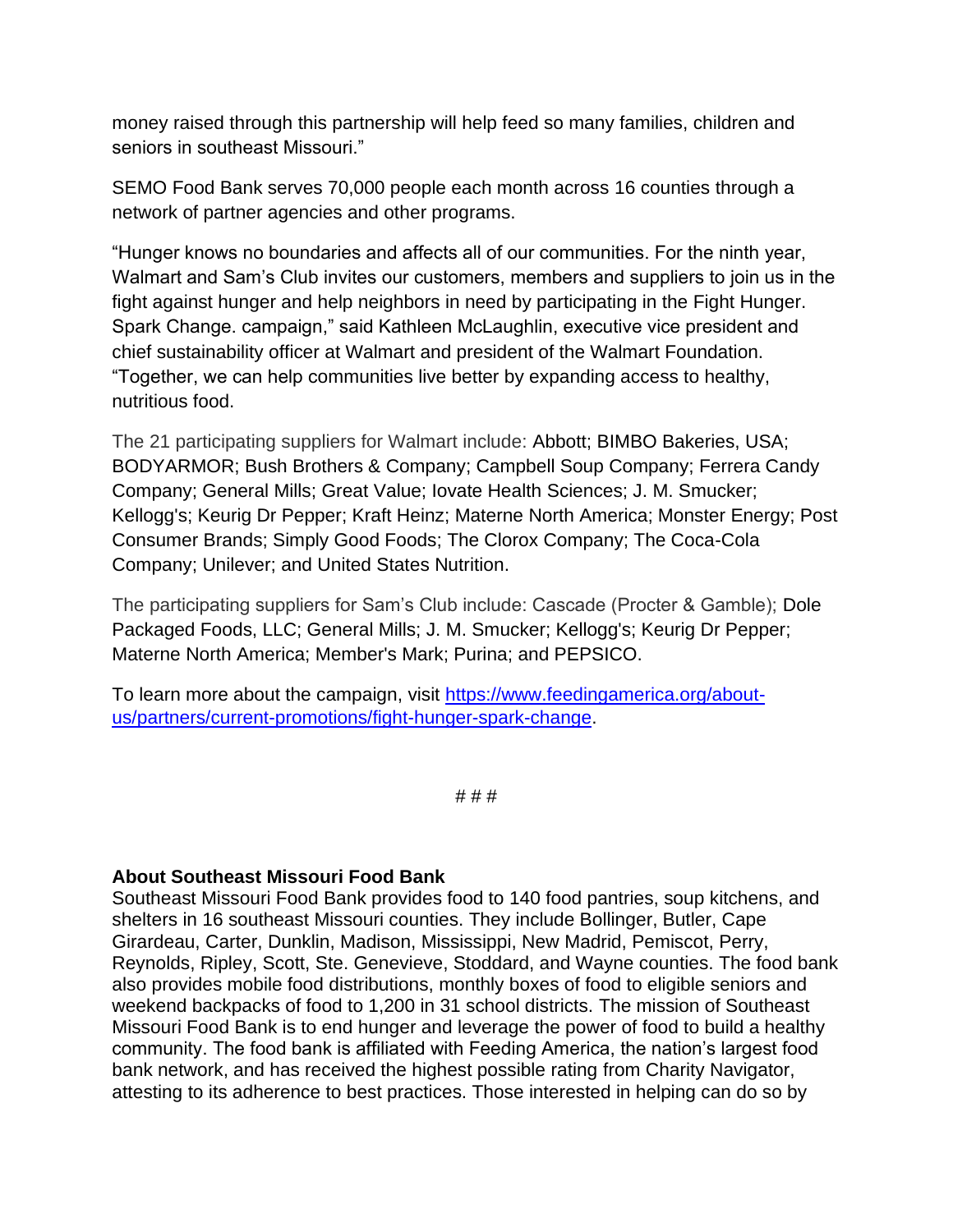money raised through this partnership will help feed so many families, children and seniors in southeast Missouri."

SEMO Food Bank serves 70,000 people each month across 16 counties through a network of partner agencies and other programs.

"Hunger knows no boundaries and affects all of our communities. For the ninth year, Walmart and Sam's Club invites our customers, members and suppliers to join us in the fight against hunger and help neighbors in need by participating in the Fight Hunger. Spark Change. campaign," said Kathleen McLaughlin, executive vice president and chief sustainability officer at Walmart and president of the Walmart Foundation. "Together, we can help communities live better by expanding access to healthy, nutritious food.

The 21 participating suppliers for Walmart include: Abbott; BIMBO Bakeries, USA; BODYARMOR; Bush Brothers & Company; Campbell Soup Company; Ferrera Candy Company; General Mills; Great Value; Iovate Health Sciences; J. M. Smucker; Kellogg's; Keurig Dr Pepper; Kraft Heinz; Materne North America; Monster Energy; Post Consumer Brands; Simply Good Foods; The Clorox Company; The Coca-Cola Company; Unilever; and United States Nutrition.

The participating suppliers for Sam's Club include: Cascade (Procter & Gamble); Dole Packaged Foods, LLC; General Mills; J. M. Smucker; Kellogg's; Keurig Dr Pepper; Materne North America; Member's Mark; Purina; and PEPSICO.

To learn more about the campaign, visit [https://www.feedingamerica.org/about-us/partners/current-promotions/fight-hunger-spark-change](https://www.feedingamerica.org/about-us/partners/current-promotions/fight-hunger-spark-change).

# # #

**About Southeast Missouri Food Bank**

Southeast Missouri Food Bank provides food to 140 food pantries, soup kitchens, and shelters in 16 southeast Missouri counties. They include Bollinger, Butler, Cape Girardeau, Carter, Dunklin, Madison, Mississippi, New Madrid, Pemiscot, Perry, Reynolds, Ripley, Scott, Ste. Genevieve, Stoddard, and Wayne counties. The food bank also provides mobile food distributions, monthly boxes of food to eligible seniors and weekend backpacks of food to 1,200 in 31 school districts. The mission of Southeast Missouri Food Bank is to end hunger and leverage the power of food to build a healthy community. The food bank is affiliated with Feeding America, the nation's largest food bank network, and has received the highest possible rating from Charity Navigator, attesting to its adherence to best practices. Those interested in helping can do so by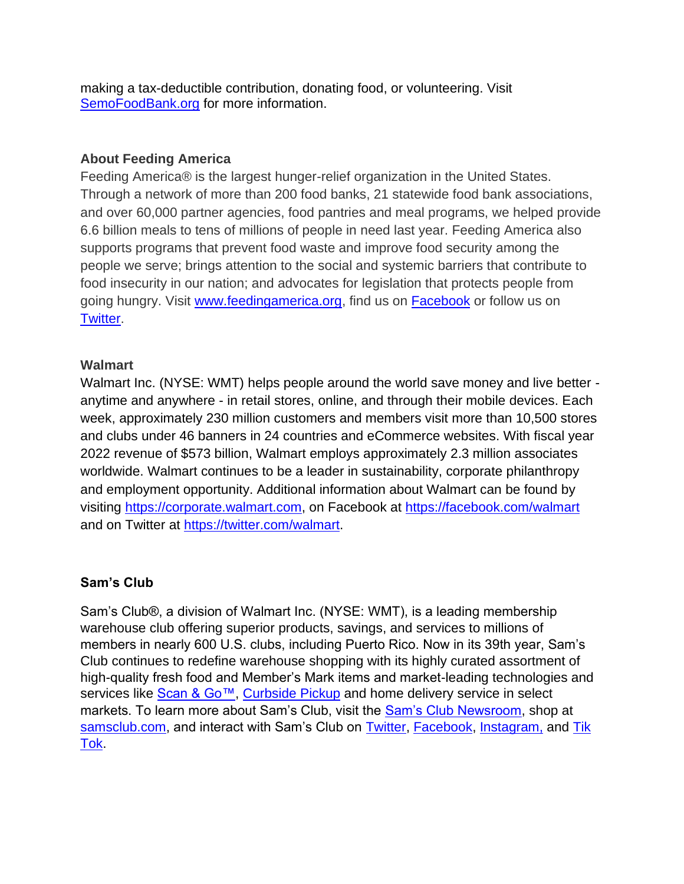making a tax-deductible contribution, donating food, or volunteering. Visit [SemoFoodBank.org](SemoFoodBank.org) for more information.

**About Feeding America**

Feeding America® is the largest hunger-relief organization in the United States. Through a network of more than 200 food banks, 21 statewide food bank associations, and over 60,000 partner agencies, food pantries and meal programs, we helped provide 6.6 billion meals to tens of millions of people in need last year. Feeding America also supports programs that prevent food waste and improve food security among the people we serve; brings attention to the social and systemic barriers that contribute to food insecurity in our nation; and advocates for legislation that protects people from going hungry. Visit [www.feedingamerica.org](www.feedingamerica.org), find us on [Facebook](Facebook) or follow us on [Twitter](Twitter).

**Walmart**

Walmart Inc. (NYSE: WMT) helps people around the world save money and live better - anytime and anywhere - in retail stores, online, and through their mobile devices. Each week, approximately 230 million customers and members visit more than 10,500 stores and clubs under 46 banners in 24 countries and eCommerce websites. With fiscal year 2022 revenue of $573 billion, Walmart employs approximately 2.3 million associates worldwide. Walmart continues to be a leader in sustainability, corporate philanthropy and employment opportunity. Additional information about Walmart can be found by visiting https://corporate.walmart.com, on Facebook at https://facebook.com/walmart and on Twitter at https://twitter.com/walmart.

**Sam's Club**

Sam's Club®, a division of Walmart Inc. (NYSE: WMT), is a leading membership warehouse club offering superior products, savings, and services to millions of members in nearly 600 U.S. clubs, including Puerto Rico. Now in its 39th year, Sam's Club continues to redefine warehouse shopping with its highly curated assortment of high-quality fresh food and Member's Mark items and market-leading technologies and services like Scan & Go™, Curbside Pickup and home delivery service in select markets. To learn more about Sam's Club, visit the Sam's Club Newsroom, shop at samsclub.com, and interact with Sam's Club on Twitter, Facebook, Instagram, and Tik Tok.